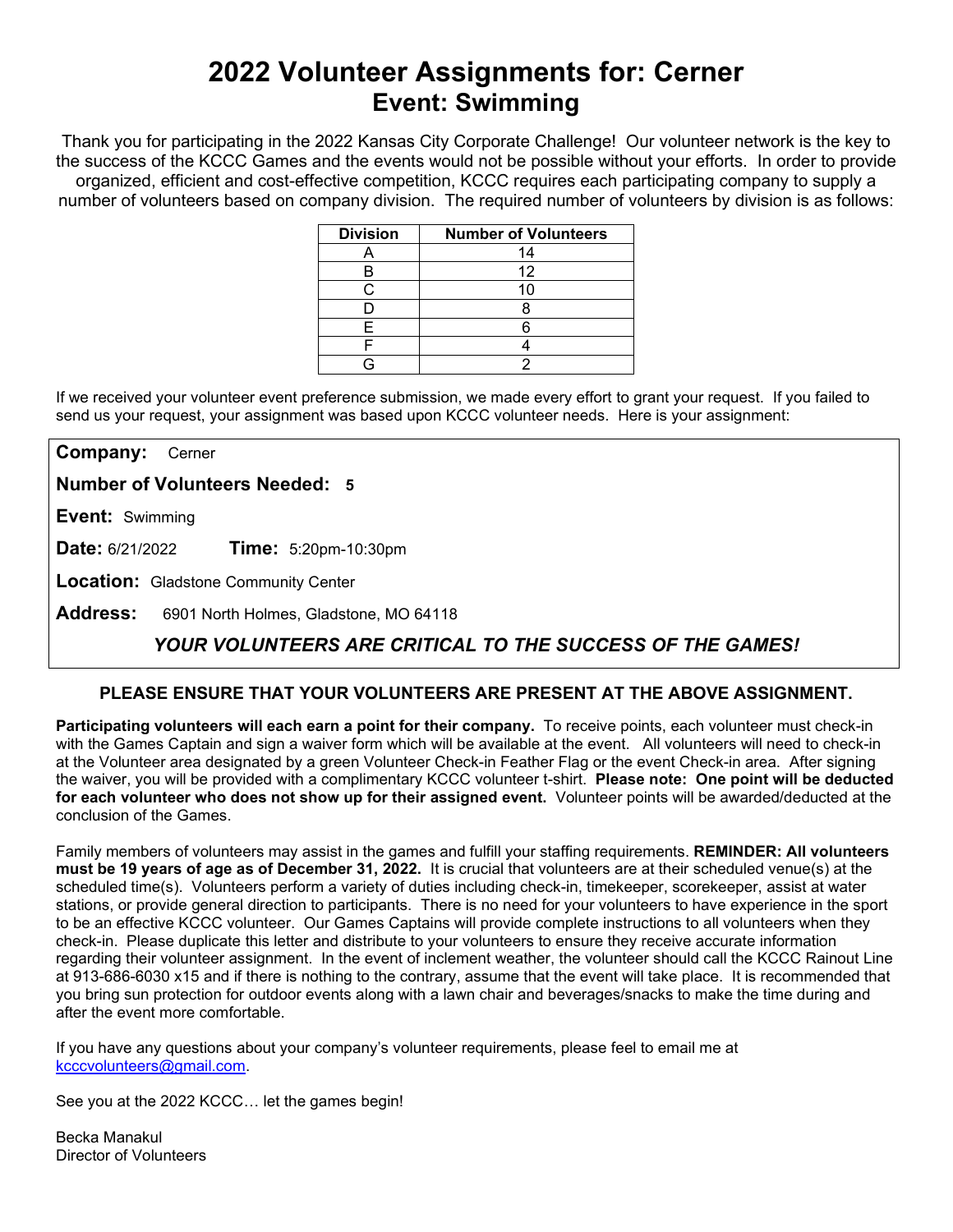# 2022 Volunteer Assignments for: Cerner
## Event: Swimming

Thank you for participating in the 2022 Kansas City Corporate Challenge! Our volunteer network is the key to the success of the KCCC Games and the events would not be possible without your efforts. In order to provide organized, efficient and cost-effective competition, KCCC requires each participating company to supply a number of volunteers based on company division. The required number of volunteers by division is as follows:

| Division | Number of Volunteers |
|---|---|
| A | 14 |
| B | 12 |
| C | 10 |
| D | 8 |
| E | 6 |
| F | 4 |
| G | 2 |

If we received your volunteer event preference submission, we made every effort to grant your request. If you failed to send us your request, your assignment was based upon KCCC volunteer needs. Here is your assignment:

**Company:** Cerner

**Number of Volunteers Needed:** **5**

**Event:** Swimming

**Date:** 6/21/2022 **Time:** 5:20pm-10:30pm

**Location:** Gladstone Community Center

**Address:** 6901 North Holmes, Gladstone, MO 64118

***YOUR VOLUNTEERS ARE CRITICAL TO THE SUCCESS OF THE GAMES!***

**PLEASE ENSURE THAT YOUR VOLUNTEERS ARE PRESENT AT THE ABOVE ASSIGNMENT.**

**Participating volunteers will each earn a point for their company.** To receive points, each volunteer must check-in with the Games Captain and sign a waiver form which will be available at the event. All volunteers will need to check-in at the Volunteer area designated by a green Volunteer Check-in Feather Flag or the event Check-in area. After signing the waiver, you will be provided with a complimentary KCCC volunteer t-shirt. **Please note: One point will be deducted for each volunteer who does not show up for their assigned event.** Volunteer points will be awarded/deducted at the conclusion of the Games.

Family members of volunteers may assist in the games and fulfill your staffing requirements. **REMINDER: All volunteers must be 19 years of age as of December 31, 2022.** It is crucial that volunteers are at their scheduled venue(s) at the scheduled time(s). Volunteers perform a variety of duties including check-in, timekeeper, scorekeeper, assist at water stations, or provide general direction to participants. There is no need for your volunteers to have experience in the sport to be an effective KCCC volunteer. Our Games Captains will provide complete instructions to all volunteers when they check-in. Please duplicate this letter and distribute to your volunteers to ensure they receive accurate information regarding their volunteer assignment. In the event of inclement weather, the volunteer should call the KCCC Rainout Line at 913-686-6030 x15 and if there is nothing to the contrary, assume that the event will take place. It is recommended that you bring sun protection for outdoor events along with a lawn chair and beverages/snacks to make the time during and after the event more comfortable.

If you have any questions about your company's volunteer requirements, please feel to email me at kcccvolunteers@gmail.com.

See you at the 2022 KCCC… let the games begin!

Becka Manakul
Director of Volunteers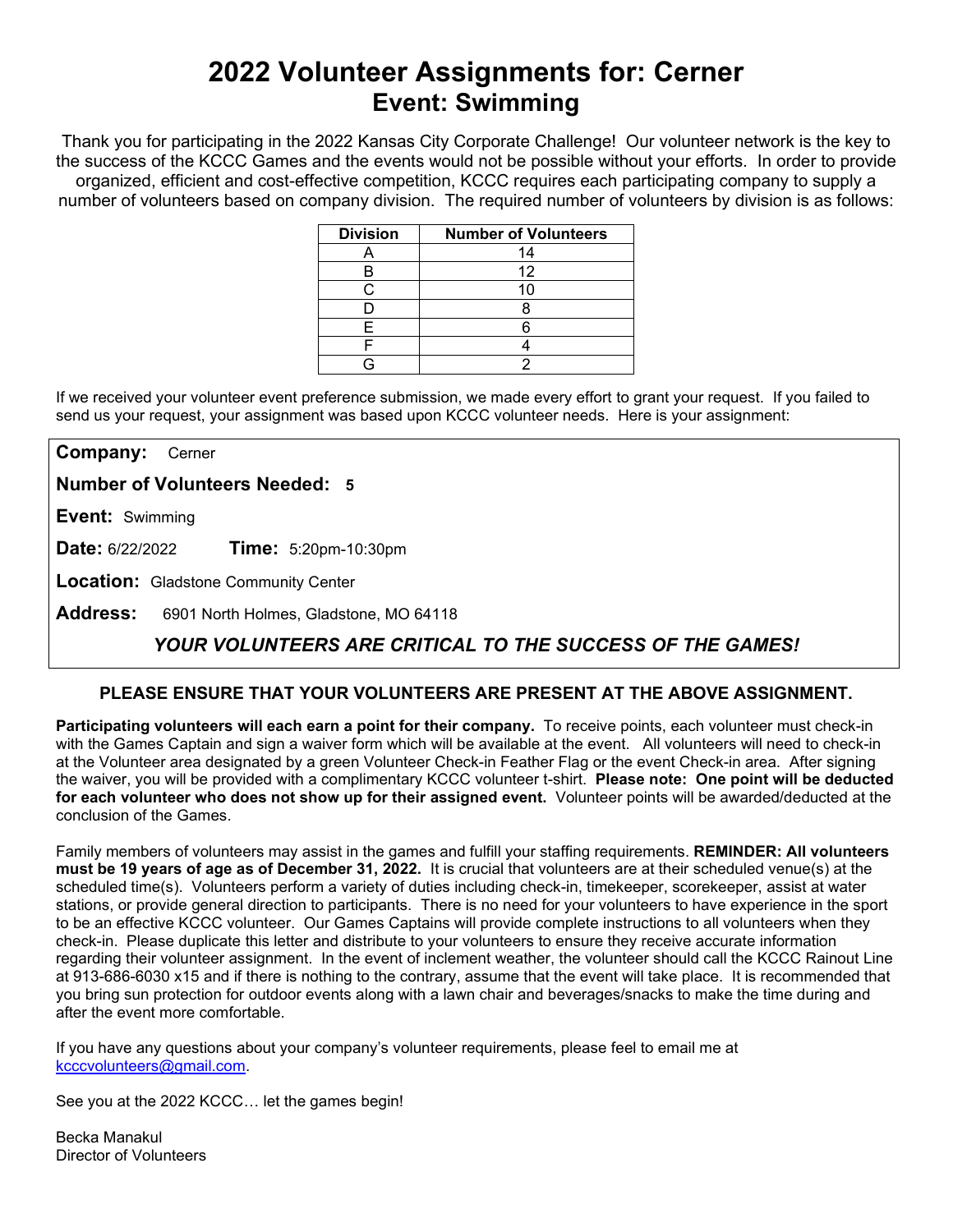# 2022 Volunteer Assignments for: Cerner

## Event: Swimming

Thank you for participating in the 2022 Kansas City Corporate Challenge! Our volunteer network is the key to the success of the KCCC Games and the events would not be possible without your efforts. In order to provide organized, efficient and cost-effective competition, KCCC requires each participating company to supply a number of volunteers based on company division. The required number of volunteers by division is as follows:

| Division | Number of Volunteers |
|---|---|
| A | 14 |
| B | 12 |
| C | 10 |
| D | 8 |
| E | 6 |
| F | 4 |
| G | 2 |

If we received your volunteer event preference submission, we made every effort to grant your request. If you failed to send us your request, your assignment was based upon KCCC volunteer needs. Here is your assignment:

**Company:** Cerner

**Number of Volunteers Needed:** **5**

**Event:** Swimming

**Date:** 6/22/2022 **Time:** 5:20pm-10:30pm

**Location:** Gladstone Community Center

**Address:** 6901 North Holmes, Gladstone, MO 64118

***YOUR VOLUNTEERS ARE CRITICAL TO THE SUCCESS OF THE GAMES!***

**PLEASE ENSURE THAT YOUR VOLUNTEERS ARE PRESENT AT THE ABOVE ASSIGNMENT.**

**Participating volunteers will each earn a point for their company.** To receive points, each volunteer must check-in with the Games Captain and sign a waiver form which will be available at the event. All volunteers will need to check-in at the Volunteer area designated by a green Volunteer Check-in Feather Flag or the event Check-in area. After signing the waiver, you will be provided with a complimentary KCCC volunteer t-shirt. **Please note: One point will be deducted for each volunteer who does not show up for their assigned event.** Volunteer points will be awarded/deducted at the conclusion of the Games.

Family members of volunteers may assist in the games and fulfill your staffing requirements. **REMINDER: All volunteers must be 19 years of age as of December 31, 2022.** It is crucial that volunteers are at their scheduled venue(s) at the scheduled time(s). Volunteers perform a variety of duties including check-in, timekeeper, scorekeeper, assist at water stations, or provide general direction to participants. There is no need for your volunteers to have experience in the sport to be an effective KCCC volunteer. Our Games Captains will provide complete instructions to all volunteers when they check-in. Please duplicate this letter and distribute to your volunteers to ensure they receive accurate information regarding their volunteer assignment. In the event of inclement weather, the volunteer should call the KCCC Rainout Line at 913-686-6030 x15 and if there is nothing to the contrary, assume that the event will take place. It is recommended that you bring sun protection for outdoor events along with a lawn chair and beverages/snacks to make the time during and after the event more comfortable.

If you have any questions about your company's volunteer requirements, please feel to email me at kcccvolunteers@gmail.com.

See you at the 2022 KCCC… let the games begin!

Becka Manakul
Director of Volunteers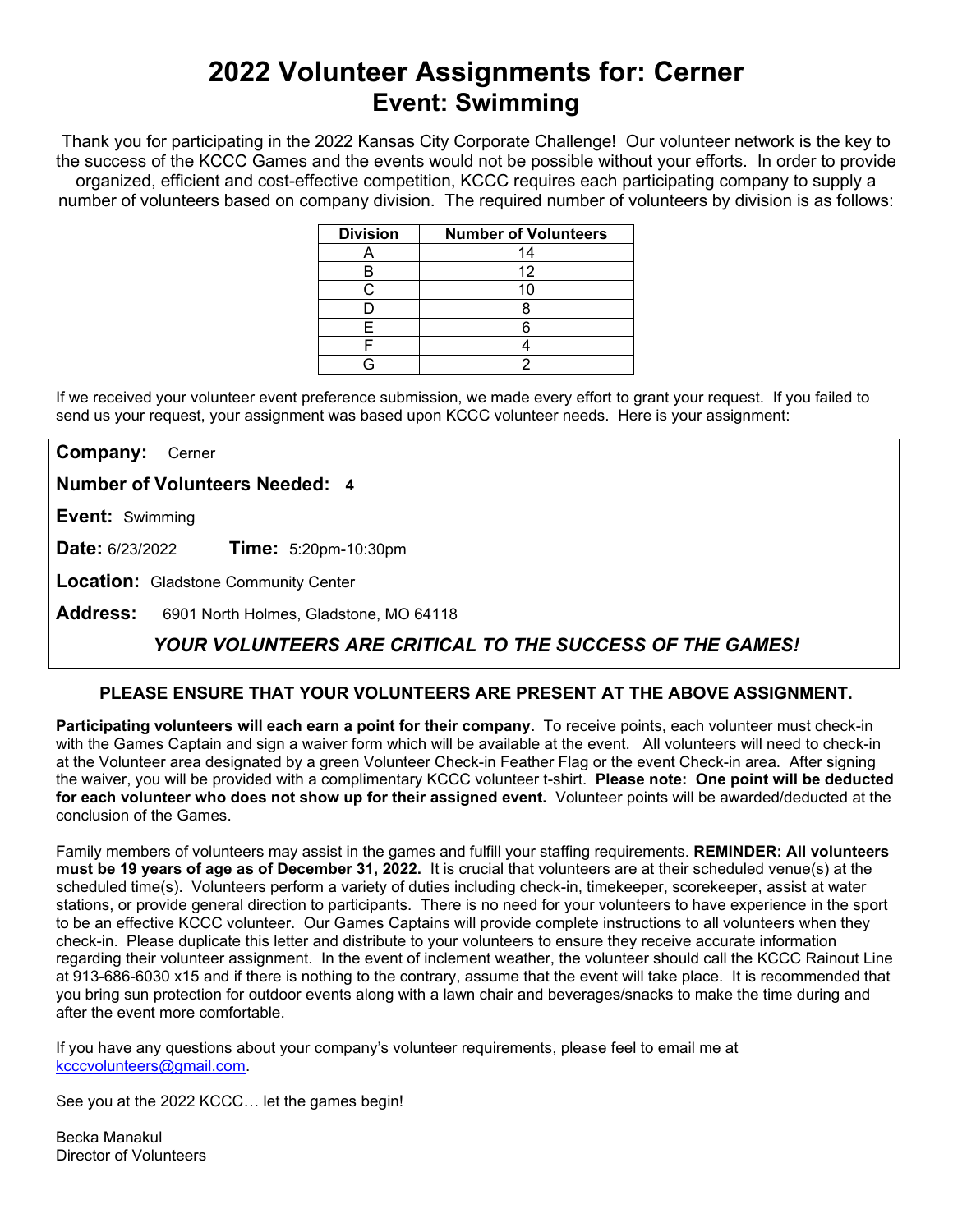# 2022 Volunteer Assignments for: Cerner
## Event: Swimming

Thank you for participating in the 2022 Kansas City Corporate Challenge! Our volunteer network is the key to the success of the KCCC Games and the events would not be possible without your efforts. In order to provide organized, efficient and cost-effective competition, KCCC requires each participating company to supply a number of volunteers based on company division. The required number of volunteers by division is as follows:

| Division | Number of Volunteers |
|---|---|
| A | 14 |
| B | 12 |
| C | 10 |
| D | 8 |
| E | 6 |
| F | 4 |
| G | 2 |

If we received your volunteer event preference submission, we made every effort to grant your request. If you failed to send us your request, your assignment was based upon KCCC volunteer needs. Here is your assignment:

**Company:** Cerner

**Number of Volunteers Needed:** **4**

**Event:** Swimming

**Date:** 6/23/2022 **Time:** 5:20pm-10:30pm

**Location:** Gladstone Community Center

**Address:** 6901 North Holmes, Gladstone, MO 64118

***YOUR VOLUNTEERS ARE CRITICAL TO THE SUCCESS OF THE GAMES!***

**PLEASE ENSURE THAT YOUR VOLUNTEERS ARE PRESENT AT THE ABOVE ASSIGNMENT.**

**Participating volunteers will each earn a point for their company.** To receive points, each volunteer must check-in with the Games Captain and sign a waiver form which will be available at the event. All volunteers will need to check-in at the Volunteer area designated by a green Volunteer Check-in Feather Flag or the event Check-in area. After signing the waiver, you will be provided with a complimentary KCCC volunteer t-shirt. **Please note: One point will be deducted for each volunteer who does not show up for their assigned event.** Volunteer points will be awarded/deducted at the conclusion of the Games.

Family members of volunteers may assist in the games and fulfill your staffing requirements. **REMINDER: All volunteers must be 19 years of age as of December 31, 2022.** It is crucial that volunteers are at their scheduled venue(s) at the scheduled time(s). Volunteers perform a variety of duties including check-in, timekeeper, scorekeeper, assist at water stations, or provide general direction to participants. There is no need for your volunteers to have experience in the sport to be an effective KCCC volunteer. Our Games Captains will provide complete instructions to all volunteers when they check-in. Please duplicate this letter and distribute to your volunteers to ensure they receive accurate information regarding their volunteer assignment. In the event of inclement weather, the volunteer should call the KCCC Rainout Line at 913-686-6030 x15 and if there is nothing to the contrary, assume that the event will take place. It is recommended that you bring sun protection for outdoor events along with a lawn chair and beverages/snacks to make the time during and after the event more comfortable.

If you have any questions about your company's volunteer requirements, please feel to email me at kcccvolunteers@gmail.com.

See you at the 2022 KCCC… let the games begin!

Becka Manakul
Director of Volunteers